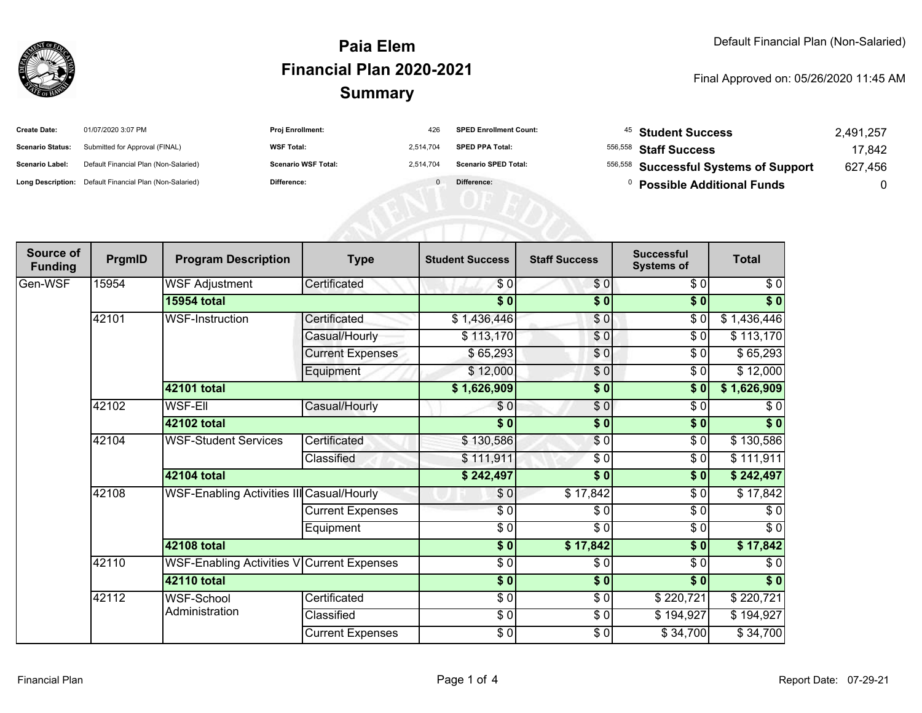# Paia Elem
# Financial Plan 2020-2021
# Summary

Default Financial Plan (Non-Salaried)

Final Approved on: 05/26/2020 11:45 AM

| | | | | | | | |
|---|---|---|---|---|---|---|---|
| **Create Date:** | 01/07/2020 3:07 PM | **Proj Enrollment:** | 426 | **SPED Enrollment Count:** | 45 | **Student Success** | 2,491,257 |
| **Scenario Status:** | Submitted for Approval (FINAL) | **WSF Total:** | 2,514,704 | **SPED PPA Total:** | 556,558 | **Staff Success** | 17,842 |
| **Scenario Label:** | Default Financial Plan (Non-Salaried) | **Scenario WSF Total:** | 2,514,704 | **Scenario SPED Total:** | 556,558 | **Successful Systems of Support** | 627,456 |
| **Long Description:** | Default Financial Plan (Non-Salaried) | **Difference:** | 0 | **Difference:** | 0 | **Possible Additional Funds** | 0 |

| Source of Funding | PrgmID | Program Description | Type | Student Success | Staff Success | Successful Systems of | Total |
|---|---|---|---|---|---|---|---|
| Gen-WSF | 15954 | WSF Adjustment | Certificated | $ 0 | $ 0 | $ 0 | $ 0 |
| | | **15954 total** | | **$ 0** | **$ 0** | **$ 0** | **$ 0** |
| | 42101 | WSF-Instruction | Certificated | $ 1,436,446 | $ 0 | $ 0 | $ 1,436,446 |
| | | | Casual/Hourly | $ 113,170 | $ 0 | $ 0 | $ 113,170 |
| | | | Current Expenses | $ 65,293 | $ 0 | $ 0 | $ 65,293 |
| | | | Equipment | $ 12,000 | $ 0 | $ 0 | $ 12,000 |
| | | **42101 total** | | **$ 1,626,909** | **$ 0** | **$ 0** | **$ 1,626,909** |
| | 42102 | WSF-Ell | Casual/Hourly | $ 0 | $ 0 | $ 0 | $ 0 |
| | | **42102 total** | | **$ 0** | **$ 0** | **$ 0** | **$ 0** |
| | 42104 | WSF-Student Services | Certificated | $ 130,586 | $ 0 | $ 0 | $ 130,586 |
| | | | Classified | $ 111,911 | $ 0 | $ 0 | $ 111,911 |
| | | **42104 total** | | **$ 242,497** | **$ 0** | **$ 0** | **$ 242,497** |
| | 42108 | WSF-Enabling Activities III | Casual/Hourly | $ 0 | $ 17,842 | $ 0 | $ 17,842 |
| | | | Current Expenses | $ 0 | $ 0 | $ 0 | $ 0 |
| | | | Equipment | $ 0 | $ 0 | $ 0 | $ 0 |
| | | **42108 total** | | **$ 0** | **$ 17,842** | **$ 0** | **$ 17,842** |
| | 42110 | WSF-Enabling Activities V | Current Expenses | $ 0 | $ 0 | $ 0 | $ 0 |
| | | **42110 total** | | **$ 0** | **$ 0** | **$ 0** | **$ 0** |
| | 42112 | WSF-School Administration | Certificated | $ 0 | $ 0 | $ 220,721 | $ 220,721 |
| | | | Classified | $ 0 | $ 0 | $ 194,927 | $ 194,927 |
| | | | Current Expenses | $ 0 | $ 0 | $ 34,700 | $ 34,700 |

Financial Plan

Report Date: 07-29-21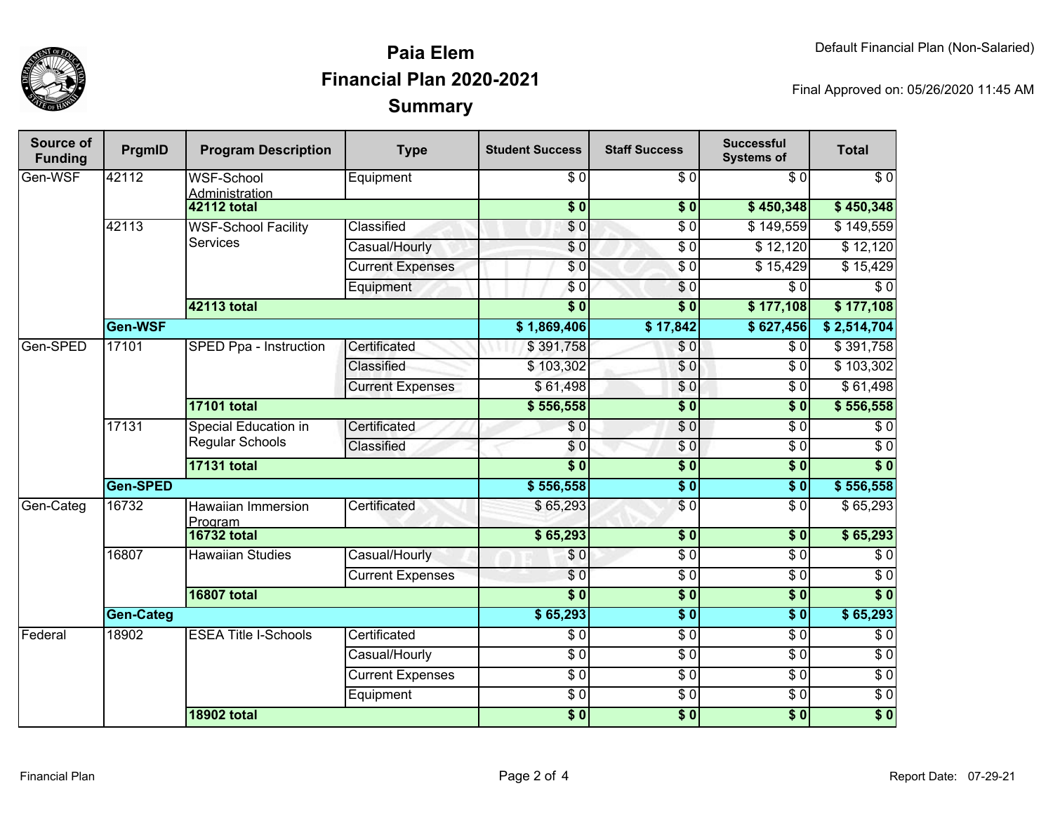Default Financial Plan (Non-Salaried)

# Paia Elem
# Financial Plan 2020-2021
# Summary

Final Approved on: 05/26/2020 11:45 AM

| Source of Funding | PrgmID | Program Description | Type | Student Success | Staff Success | Successful Systems of | Total |
|---|---|---|---|---|---|---|---|
| Gen-WSF | 42112 | WSF-School Administration | Equipment | $ 0 | $ 0 | $ 0 | $ 0 |
| | | **42112 total** | | **$ 0** | **$ 0** | **$ 450,348** | **$ 450,348** |
| | 42113 | WSF-School Facility Services | Classified | $ 0 | $ 0 | $ 149,559 | $ 149,559 |
| | | | Casual/Hourly | $ 0 | $ 0 | $ 12,120 | $ 12,120 |
| | | | Current Expenses | $ 0 | $ 0 | $ 15,429 | $ 15,429 |
| | | | Equipment | $ 0 | $ 0 | $ 0 | $ 0 |
| | | **42113 total** | | **$ 0** | **$ 0** | **$ 177,108** | **$ 177,108** |
| | **Gen-WSF** | | | **$ 1,869,406** | **$ 17,842** | **$ 627,456** | **$ 2,514,704** |
| Gen-SPED | 17101 | SPED Ppa - Instruction | Certificated | $ 391,758 | $ 0 | $ 0 | $ 391,758 |
| | | | Classified | $ 103,302 | $ 0 | $ 0 | $ 103,302 |
| | | | Current Expenses | $ 61,498 | $ 0 | $ 0 | $ 61,498 |
| | | **17101 total** | | **$ 556,558** | **$ 0** | **$ 0** | **$ 556,558** |
| | 17131 | Special Education in Regular Schools | Certificated | $ 0 | $ 0 | $ 0 | $ 0 |
| | | | Classified | $ 0 | $ 0 | $ 0 | $ 0 |
| | | **17131 total** | | **$ 0** | **$ 0** | **$ 0** | **$ 0** |
| | **Gen-SPED** | | | **$ 556,558** | **$ 0** | **$ 0** | **$ 556,558** |
| Gen-Categ | 16732 | Hawaiian Immersion Program | Certificated | $ 65,293 | $ 0 | $ 0 | $ 65,293 |
| | | **16732 total** | | **$ 65,293** | **$ 0** | **$ 0** | **$ 65,293** |
| | 16807 | Hawaiian Studies | Casual/Hourly | $ 0 | $ 0 | $ 0 | $ 0 |
| | | | Current Expenses | $ 0 | $ 0 | $ 0 | $ 0 |
| | | **16807 total** | | **$ 0** | **$ 0** | **$ 0** | **$ 0** |
| | **Gen-Categ** | | | **$ 65,293** | **$ 0** | **$ 0** | **$ 65,293** |
| Federal | 18902 | ESEA Title I-Schools | Certificated | $ 0 | $ 0 | $ 0 | $ 0 |
| | | | Casual/Hourly | $ 0 | $ 0 | $ 0 | $ 0 |
| | | | Current Expenses | $ 0 | $ 0 | $ 0 | $ 0 |
| | | | Equipment | $ 0 | $ 0 | $ 0 | $ 0 |
| | | **18902 total** | | **$ 0** | **$ 0** | **$ 0** | **$ 0** |

Report Date: 07-29-21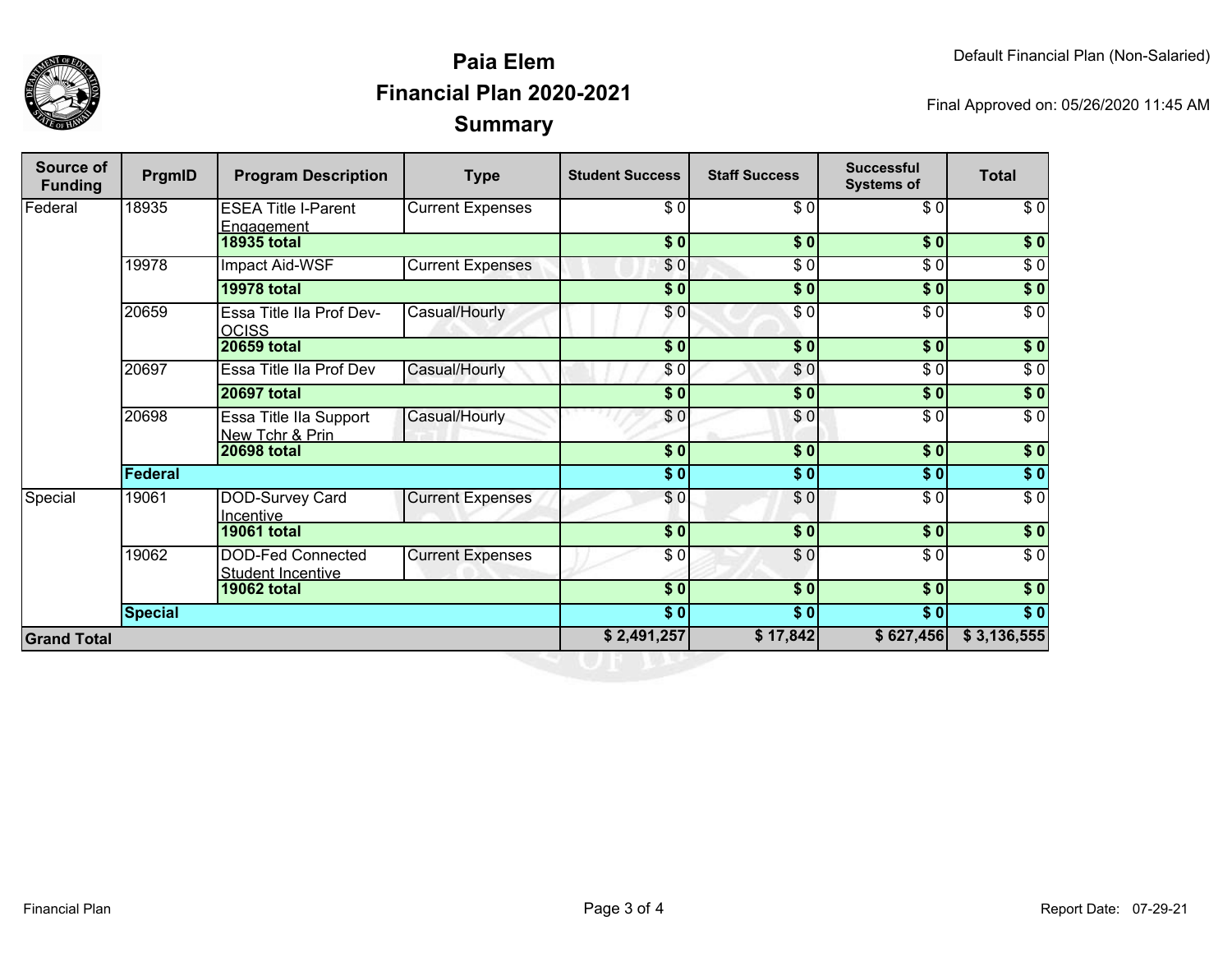# Paia Elem
## Financial Plan 2020-2021
## Summary

Default Financial Plan (Non-Salaried)

Final Approved on: 05/26/2020 11:45 AM

| Source of Funding | PrgmID | Program Description | Type | Student Success | Staff Success | Successful Systems of | Total |
|---|---|---|---|---|---|---|---|
| Federal | 18935 | ESEA Title I-Parent Engagement | Current Expenses | $ 0 | $ 0 | $ 0 | $ 0 |
| | | **18935 total** | | **$ 0** | **$ 0** | **$ 0** | **$ 0** |
| | 19978 | Impact Aid-WSF | Current Expenses | $ 0 | $ 0 | $ 0 | $ 0 |
| | | **19978 total** | | **$ 0** | **$ 0** | **$ 0** | **$ 0** |
| | 20659 | Essa Title IIa Prof Dev-OCISS | Casual/Hourly | $ 0 | $ 0 | $ 0 | $ 0 |
| | | **20659 total** | | **$ 0** | **$ 0** | **$ 0** | **$ 0** |
| | 20697 | Essa Title IIa Prof Dev | Casual/Hourly | $ 0 | $ 0 | $ 0 | $ 0 |
| | | **20697 total** | | **$ 0** | **$ 0** | **$ 0** | **$ 0** |
| | 20698 | Essa Title IIa Support New Tchr & Prin | Casual/Hourly | $ 0 | $ 0 | $ 0 | $ 0 |
| | | **20698 total** | | **$ 0** | **$ 0** | **$ 0** | **$ 0** |
| | **Federal** | | | **$ 0** | **$ 0** | **$ 0** | **$ 0** |
| Special | 19061 | DOD-Survey Card Incentive | Current Expenses | $ 0 | $ 0 | $ 0 | $ 0 |
| | | **19061 total** | | **$ 0** | **$ 0** | **$ 0** | **$ 0** |
| | 19062 | DOD-Fed Connected Student Incentive | Current Expenses | $ 0 | $ 0 | $ 0 | $ 0 |
| | | **19062 total** | | **$ 0** | **$ 0** | **$ 0** | **$ 0** |
| | **Special** | | | **$ 0** | **$ 0** | **$ 0** | **$ 0** |
| **Grand Total** | | | | **$ 2,491,257** | **$ 17,842** | **$ 627,456** | **$ 3,136,555** |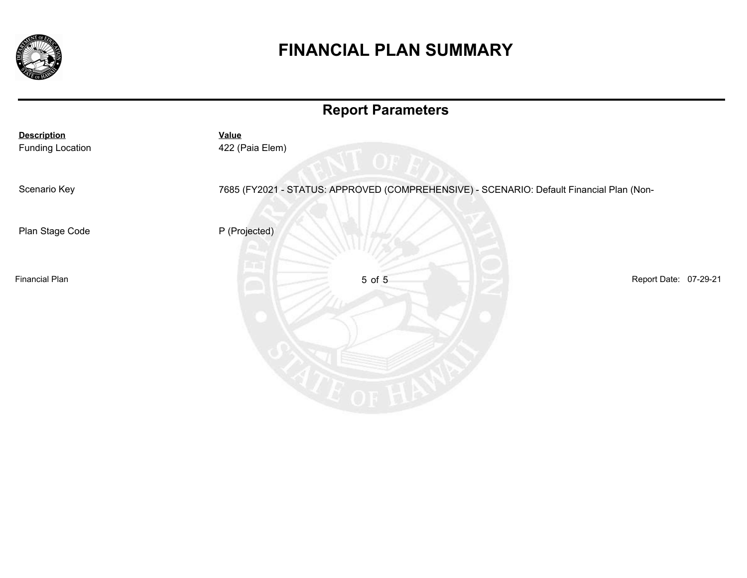# FINANCIAL PLAN SUMMARY

## Report Parameters

| Description | Value |
|---|---|
| Funding Location | 422 (Paia Elem) |
| Scenario Key | 7685 (FY2021 - STATUS: APPROVED (COMPREHENSIVE) - SCENARIO: Default Financial Plan (Non- |
| Plan Stage Code | P (Projected) |

Financial Plan

Report Date: 07-29-21